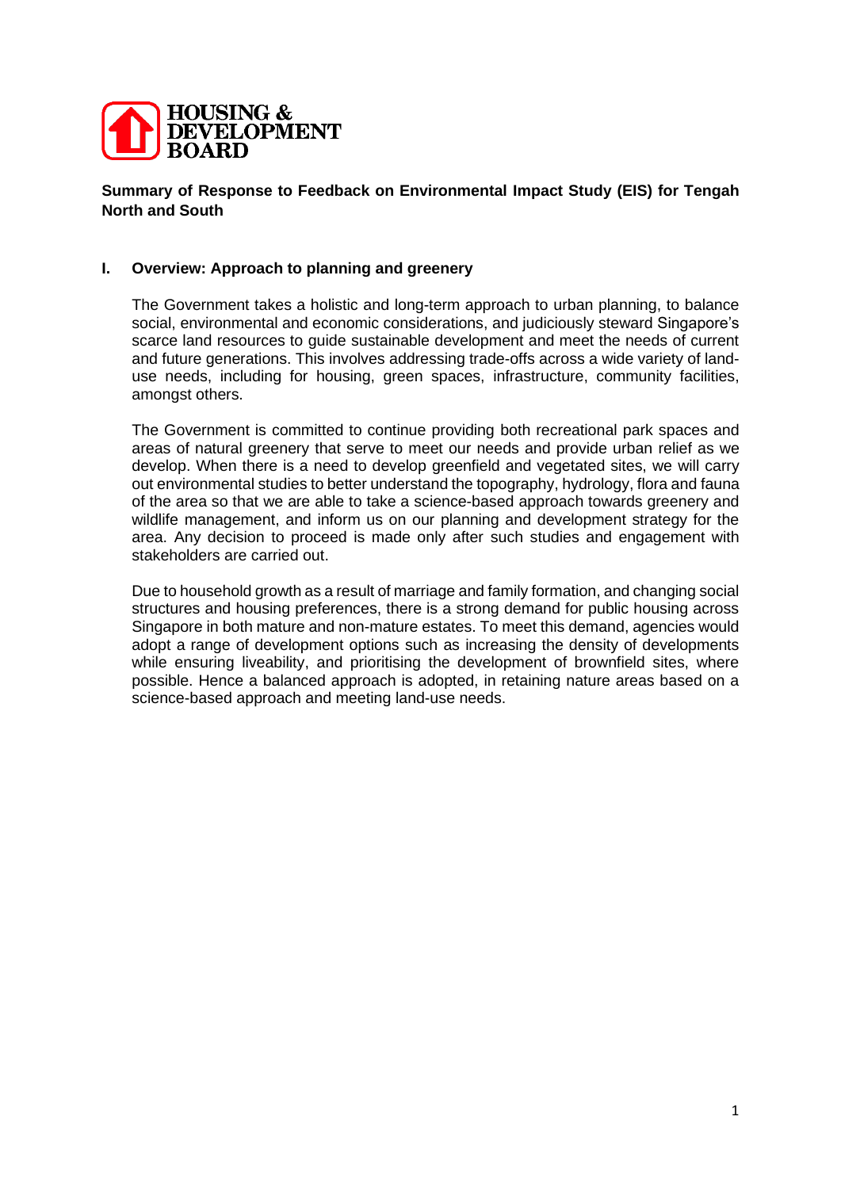HOUSING & DEVELOPMENT BOARD

**Summary of Response to Feedback on Environmental Impact Study (EIS) for Tengah North and South**

## I. Overview: Approach to planning and greenery

The Government takes a holistic and long-term approach to urban planning, to balance social, environmental and economic considerations, and judiciously steward Singapore's scarce land resources to guide sustainable development and meet the needs of current and future generations. This involves addressing trade-offs across a wide variety of land-use needs, including for housing, green spaces, infrastructure, community facilities, amongst others.

The Government is committed to continue providing both recreational park spaces and areas of natural greenery that serve to meet our needs and provide urban relief as we develop. When there is a need to develop greenfield and vegetated sites, we will carry out environmental studies to better understand the topography, hydrology, flora and fauna of the area so that we are able to take a science-based approach towards greenery and wildlife management, and inform us on our planning and development strategy for the area. Any decision to proceed is made only after such studies and engagement with stakeholders are carried out.

Due to household growth as a result of marriage and family formation, and changing social structures and housing preferences, there is a strong demand for public housing across Singapore in both mature and non-mature estates. To meet this demand, agencies would adopt a range of development options such as increasing the density of developments while ensuring liveability, and prioritising the development of brownfield sites, where possible. Hence a balanced approach is adopted, in retaining nature areas based on a science-based approach and meeting land-use needs.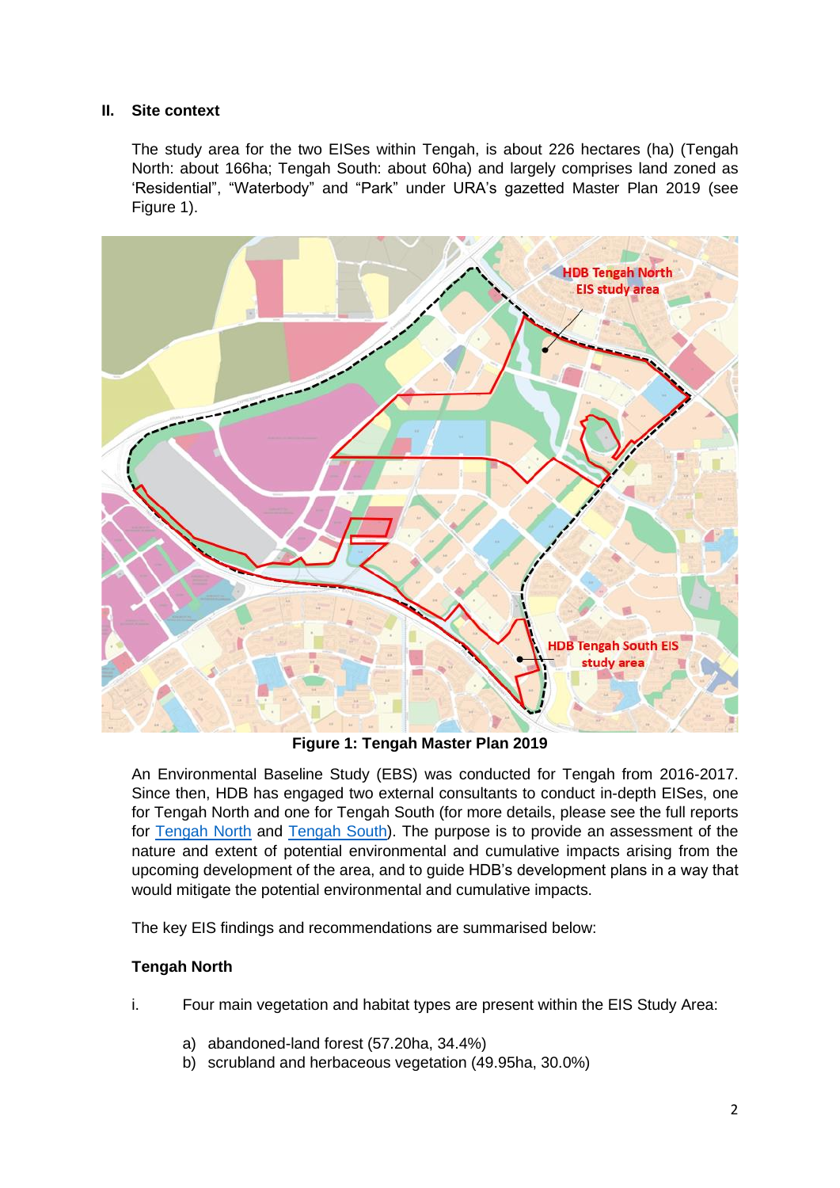## II. Site context

The study area for the two EISes within Tengah, is about 226 hectares (ha) (Tengah North: about 166ha; Tengah South: about 60ha) and largely comprises land zoned as 'Residential", "Waterbody" and "Park" under URA's gazetted Master Plan 2019 (see Figure 1).

**Figure 1: Tengah Master Plan 2019**

An Environmental Baseline Study (EBS) was conducted for Tengah from 2016-2017. Since then, HDB has engaged two external consultants to conduct in-depth EISes, one for Tengah North and one for Tengah South (for more details, please see the full reports for Tengah North and Tengah South). The purpose is to provide an assessment of the nature and extent of potential environmental and cumulative impacts arising from the upcoming development of the area, and to guide HDB's development plans in a way that would mitigate the potential environmental and cumulative impacts.

The key EIS findings and recommendations are summarised below:

**Tengah North**

i. Four main vegetation and habitat types are present within the EIS Study Area:

   a) abandoned-land forest (57.20ha, 34.4%)
   b) scrubland and herbaceous vegetation (49.95ha, 30.0%)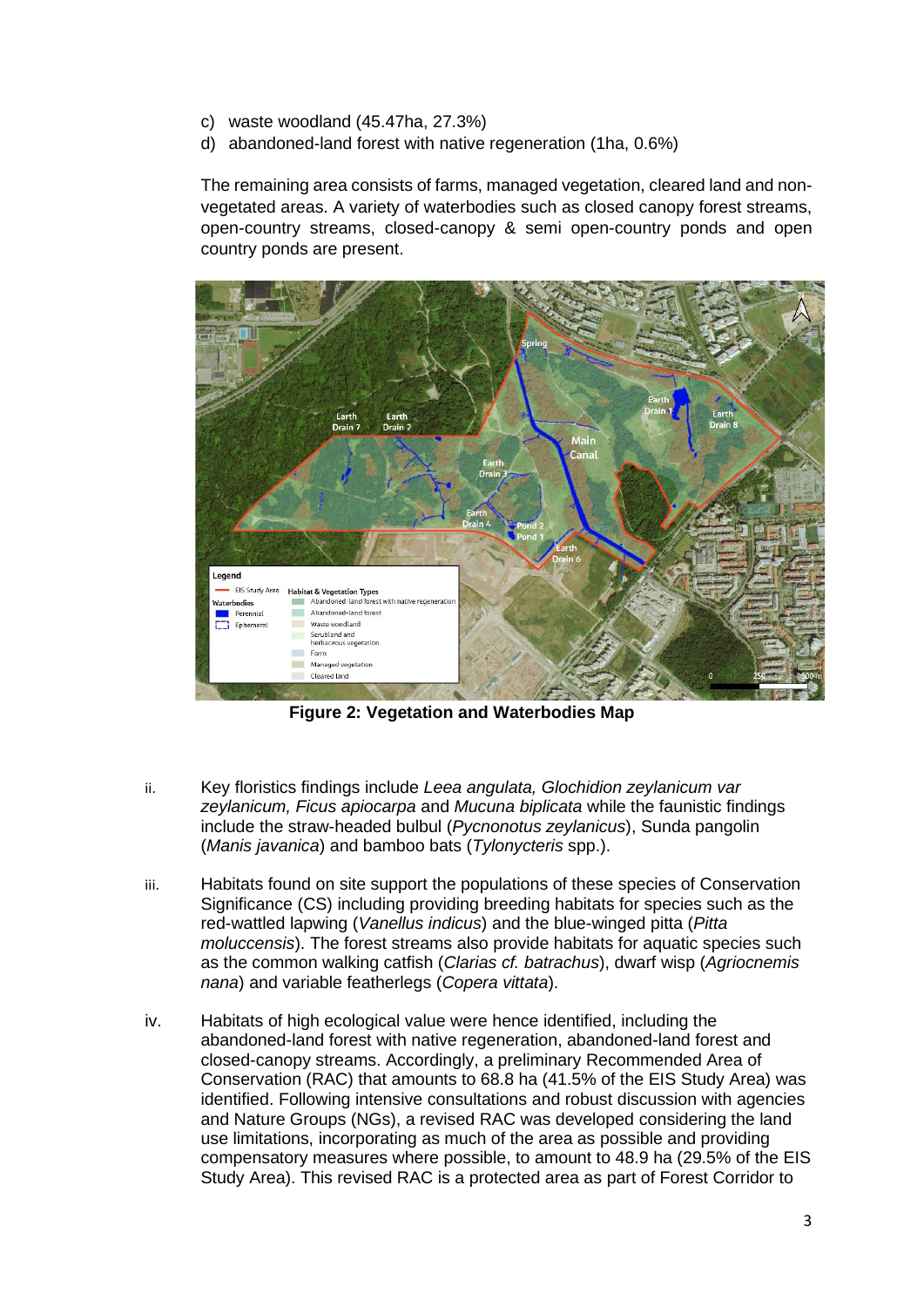c) waste woodland (45.47ha, 27.3%)
d) abandoned-land forest with native regeneration (1ha, 0.6%)

The remaining area consists of farms, managed vegetation, cleared land and non-vegetated areas. A variety of waterbodies such as closed canopy forest streams, open-country streams, closed-canopy & semi open-country ponds and open country ponds are present.

**Figure 2: Vegetation and Waterbodies Map**

ii. Key floristics findings include *Leea angulata, Glochidion zeylanicum var zeylanicum, Ficus apiocarpa* and *Mucuna biplicata* while the faunistic findings include the straw-headed bulbul (*Pycnonotus zeylanicus*), Sunda pangolin (*Manis javanica*) and bamboo bats (*Tylonycteris* spp.).

iii. Habitats found on site support the populations of these species of Conservation Significance (CS) including providing breeding habitats for species such as the red-wattled lapwing (*Vanellus indicus*) and the blue-winged pitta (*Pitta moluccensis*). The forest streams also provide habitats for aquatic species such as the common walking catfish (*Clarias cf. batrachus*), dwarf wisp (*Agriocnemis nana*) and variable featherlegs (*Copera vittata*).

iv. Habitats of high ecological value were hence identified, including the abandoned-land forest with native regeneration, abandoned-land forest and closed-canopy streams. Accordingly, a preliminary Recommended Area of Conservation (RAC) that amounts to 68.8 ha (41.5% of the EIS Study Area) was identified. Following intensive consultations and robust discussion with agencies and Nature Groups (NGs), a revised RAC was developed considering the land use limitations, incorporating as much of the area as possible and providing compensatory measures where possible, to amount to 48.9 ha (29.5% of the EIS Study Area). This revised RAC is a protected area as part of Forest Corridor to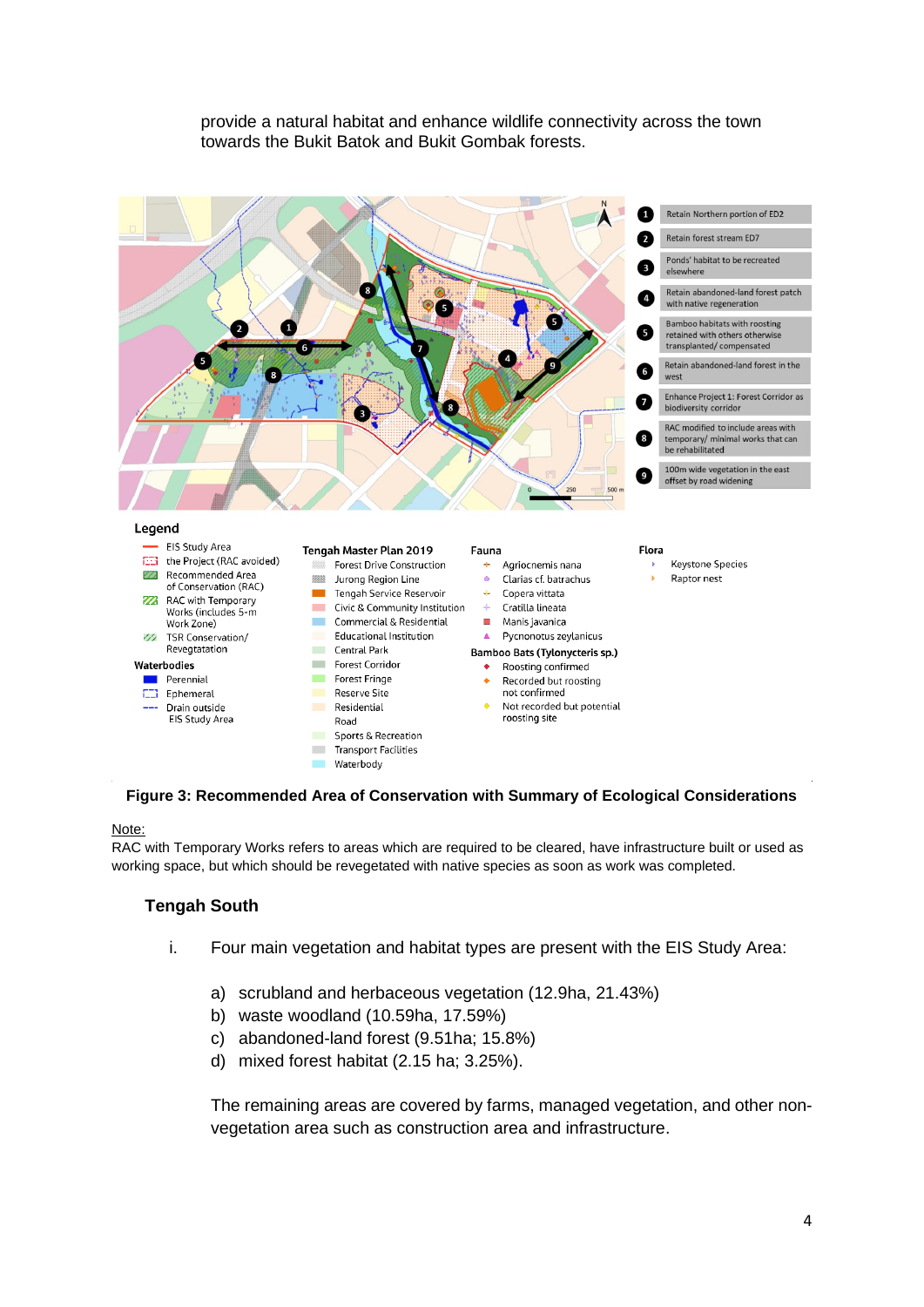provide a natural habitat and enhance wildlife connectivity across the town towards the Bukit Batok and Bukit Gombak forests.

1 Retain Northern portion of ED2
2 Retain forest stream ED7
3 Ponds' habitat to be recreated elsewhere
4 Retain abandoned-land forest patch with native regeneration
5 Bamboo habitats with roosting retained with others otherwise transplanted/ compensated
6 Retain abandoned-land forest in the west
7 Enhance Project 1: Forest Corridor as biodiversity corridor
8 RAC modified to include areas with temporary/ minimal works that can be rehabilitated
9 100m wide vegetation in the east offset by road widening

Legend
EIS Study Area
the Project (RAC avoided)
Recommended Area of Conservation (RAC)
RAC with Temporary Works (includes 5-m Work Zone)
TSR Conservation/ Revegtatation

Waterbodies
Perennial
Ephemeral
Drain outside EIS Study Area

Tengah Master Plan 2019
Forest Drive Construction
Jurong Region Line
Tengah Service Reservoir
Civic & Community Institution
Commercial & Residential
Educational Institution
Central Park
Forest Corridor
Forest Fringe
Reserve Site
Residential
Road
Sports & Recreation
Transport Facilities
Waterbody

Fauna
Agriocnemis nana
Clarias cf. batrachus
Copera vittata
Cratilla lineata
Manis javanica
Pycnonotus zeylanicus

Bamboo Bats (Tylonycteris sp.)
Roosting confirmed
Recorded but roosting not confirmed
Not recorded but potential roosting site

Flora
Keystone Species
Raptor nest

**Figure 3: Recommended Area of Conservation with Summary of Ecological Considerations**

Note:
RAC with Temporary Works refers to areas which are required to be cleared, have infrastructure built or used as working space, but which should be revegetated with native species as soon as work was completed.

## Tengah South

i. Four main vegetation and habitat types are present with the EIS Study Area:

a) scrubland and herbaceous vegetation (12.9ha, 21.43%)
b) waste woodland (10.59ha, 17.59%)
c) abandoned-land forest (9.51ha; 15.8%)
d) mixed forest habitat (2.15 ha; 3.25%).

The remaining areas are covered by farms, managed vegetation, and other non-vegetation area such as construction area and infrastructure.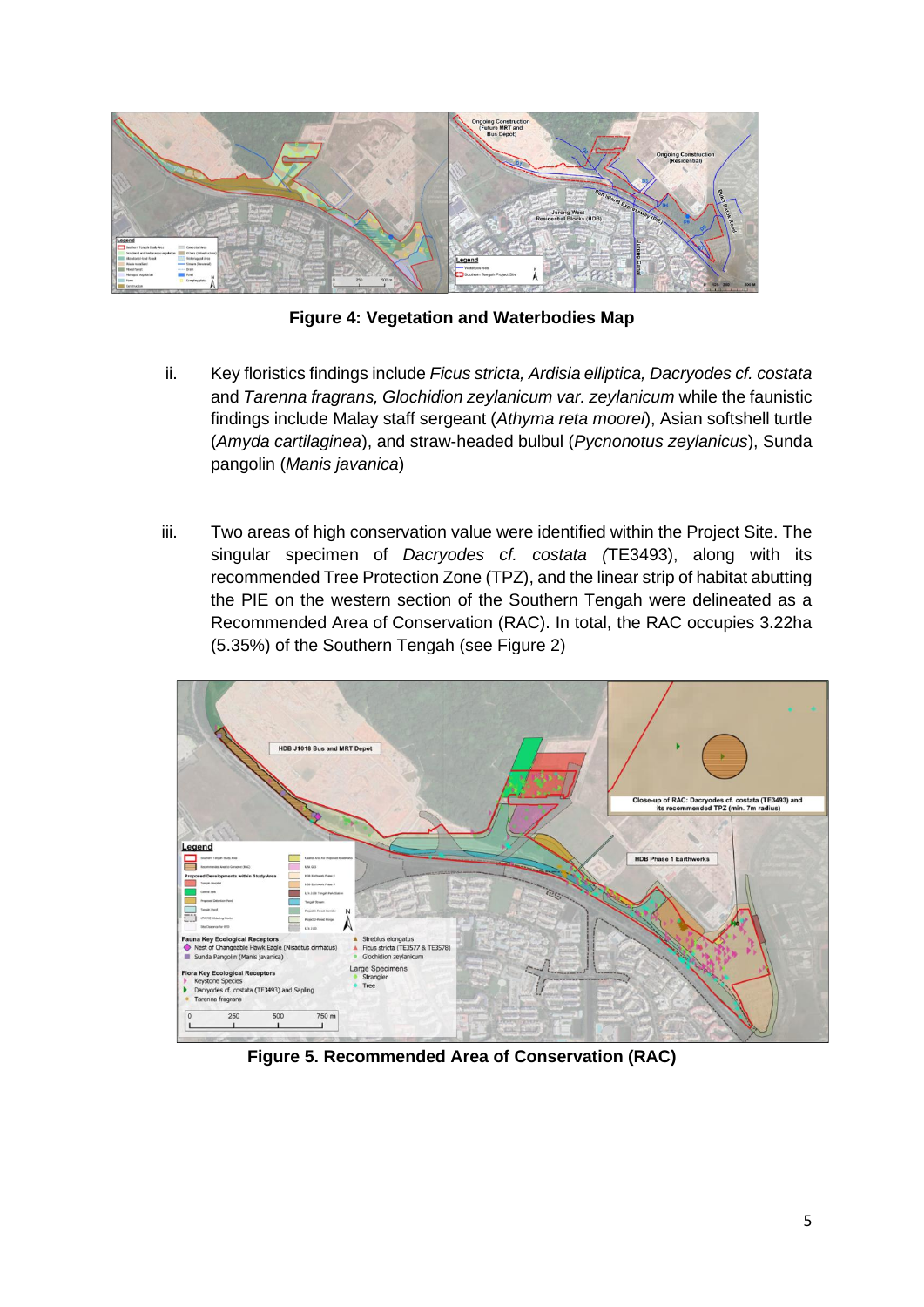**Figure 4: Vegetation and Waterbodies Map**

ii. Key floristics findings include *Ficus stricta, Ardisia elliptica, Dacryodes cf. costata* and *Tarenna fragrans, Glochidion zeylanicum var. zeylanicum* while the faunistic findings include Malay staff sergeant (*Athyma reta moorei*), Asian softshell turtle (*Amyda cartilaginea*), and straw-headed bulbul (*Pycnonotus zeylanicus*), Sunda pangolin (*Manis javanica*)

iii. Two areas of high conservation value were identified within the Project Site. The singular specimen of *Dacryodes cf. costata (*TE3493), along with its recommended Tree Protection Zone (TPZ), and the linear strip of habitat abutting the PIE on the western section of the Southern Tengah were delineated as a Recommended Area of Conservation (RAC). In total, the RAC occupies 3.22ha (5.35%) of the Southern Tengah (see Figure 2)

**Figure 5. Recommended Area of Conservation (RAC)**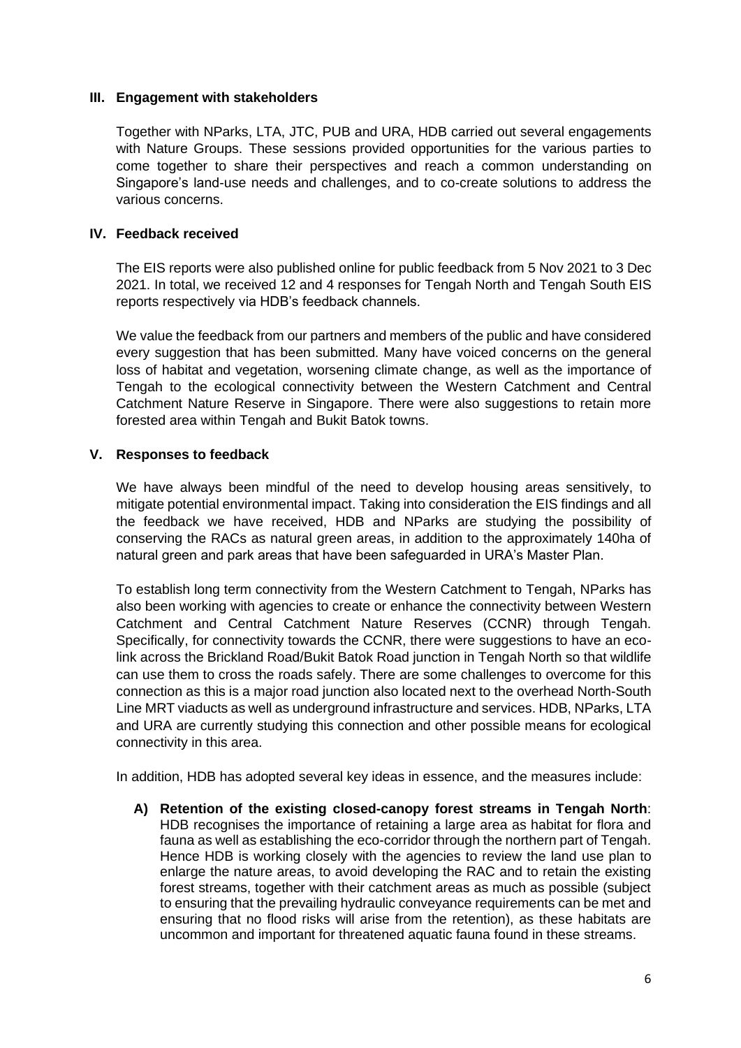## III. Engagement with stakeholders

Together with NParks, LTA, JTC, PUB and URA, HDB carried out several engagements with Nature Groups. These sessions provided opportunities for the various parties to come together to share their perspectives and reach a common understanding on Singapore's land-use needs and challenges, and to co-create solutions to address the various concerns.

## IV. Feedback received

The EIS reports were also published online for public feedback from 5 Nov 2021 to 3 Dec 2021. In total, we received 12 and 4 responses for Tengah North and Tengah South EIS reports respectively via HDB's feedback channels.

We value the feedback from our partners and members of the public and have considered every suggestion that has been submitted. Many have voiced concerns on the general loss of habitat and vegetation, worsening climate change, as well as the importance of Tengah to the ecological connectivity between the Western Catchment and Central Catchment Nature Reserve in Singapore. There were also suggestions to retain more forested area within Tengah and Bukit Batok towns.

## V. Responses to feedback

We have always been mindful of the need to develop housing areas sensitively, to mitigate potential environmental impact. Taking into consideration the EIS findings and all the feedback we have received, HDB and NParks are studying the possibility of conserving the RACs as natural green areas, in addition to the approximately 140ha of natural green and park areas that have been safeguarded in URA's Master Plan.

To establish long term connectivity from the Western Catchment to Tengah, NParks has also been working with agencies to create or enhance the connectivity between Western Catchment and Central Catchment Nature Reserves (CCNR) through Tengah. Specifically, for connectivity towards the CCNR, there were suggestions to have an eco-link across the Brickland Road/Bukit Batok Road junction in Tengah North so that wildlife can use them to cross the roads safely. There are some challenges to overcome for this connection as this is a major road junction also located next to the overhead North-South Line MRT viaducts as well as underground infrastructure and services. HDB, NParks, LTA and URA are currently studying this connection and other possible means for ecological connectivity in this area.

In addition, HDB has adopted several key ideas in essence, and the measures include:

**A) Retention of the existing closed-canopy forest streams in Tengah North**: HDB recognises the importance of retaining a large area as habitat for flora and fauna as well as establishing the eco-corridor through the northern part of Tengah. Hence HDB is working closely with the agencies to review the land use plan to enlarge the nature areas, to avoid developing the RAC and to retain the existing forest streams, together with their catchment areas as much as possible (subject to ensuring that the prevailing hydraulic conveyance requirements can be met and ensuring that no flood risks will arise from the retention), as these habitats are uncommon and important for threatened aquatic fauna found in these streams.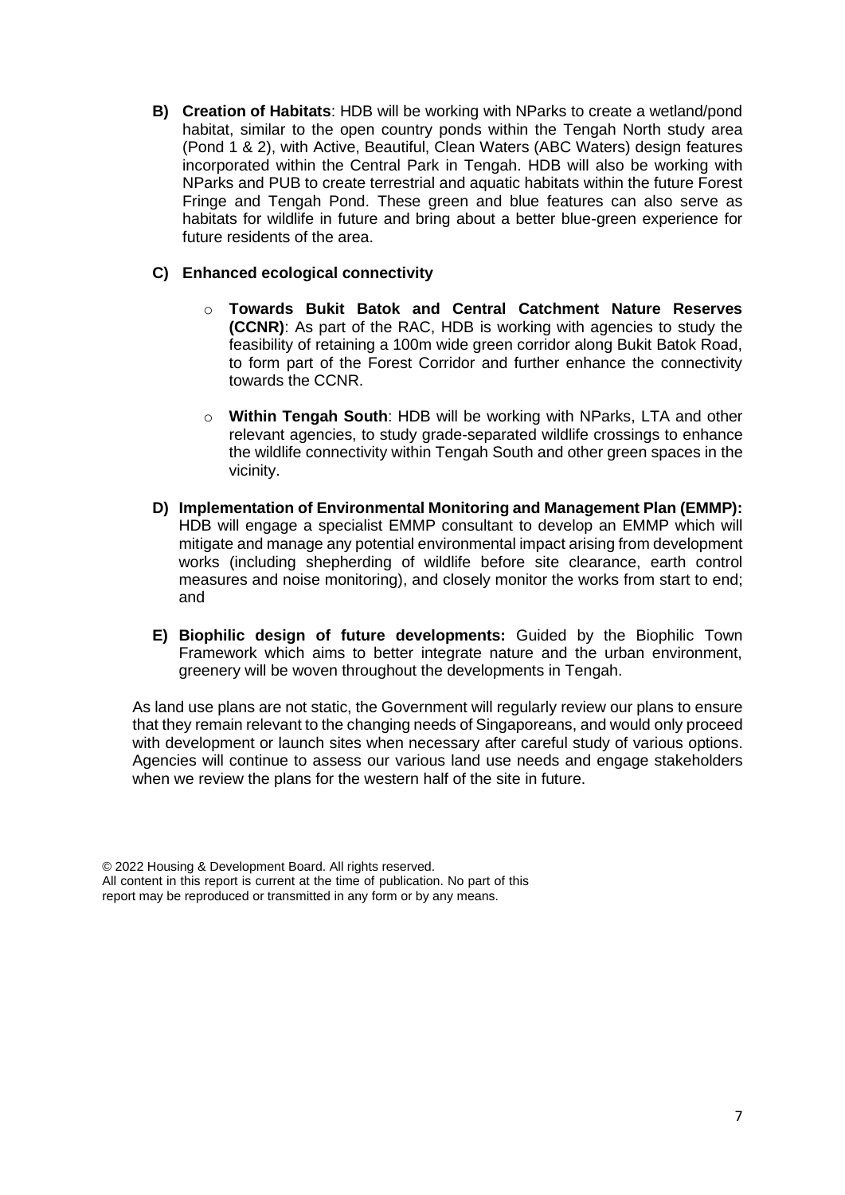**B) Creation of Habitats**: HDB will be working with NParks to create a wetland/pond habitat, similar to the open country ponds within the Tengah North study area (Pond 1 & 2), with Active, Beautiful, Clean Waters (ABC Waters) design features incorporated within the Central Park in Tengah. HDB will also be working with NParks and PUB to create terrestrial and aquatic habitats within the future Forest Fringe and Tengah Pond. These green and blue features can also serve as habitats for wildlife in future and bring about a better blue-green experience for future residents of the area.

**C) Enhanced ecological connectivity**

- **Towards Bukit Batok and Central Catchment Nature Reserves (CCNR)**: As part of the RAC, HDB is working with agencies to study the feasibility of retaining a 100m wide green corridor along Bukit Batok Road, to form part of the Forest Corridor and further enhance the connectivity towards the CCNR.
- **Within Tengah South**: HDB will be working with NParks, LTA and other relevant agencies, to study grade-separated wildlife crossings to enhance the wildlife connectivity within Tengah South and other green spaces in the vicinity.

**D) Implementation of Environmental Monitoring and Management Plan (EMMP):** HDB will engage a specialist EMMP consultant to develop an EMMP which will mitigate and manage any potential environmental impact arising from development works (including shepherding of wildlife before site clearance, earth control measures and noise monitoring), and closely monitor the works from start to end; and

**E) Biophilic design of future developments:** Guided by the Biophilic Town Framework which aims to better integrate nature and the urban environment, greenery will be woven throughout the developments in Tengah.

As land use plans are not static, the Government will regularly review our plans to ensure that they remain relevant to the changing needs of Singaporeans, and would only proceed with development or launch sites when necessary after careful study of various options. Agencies will continue to assess our various land use needs and engage stakeholders when we review the plans for the western half of the site in future.

© 2022 Housing & Development Board. All rights reserved.
All content in this report is current at the time of publication. No part of this report may be reproduced or transmitted in any form or by any means.